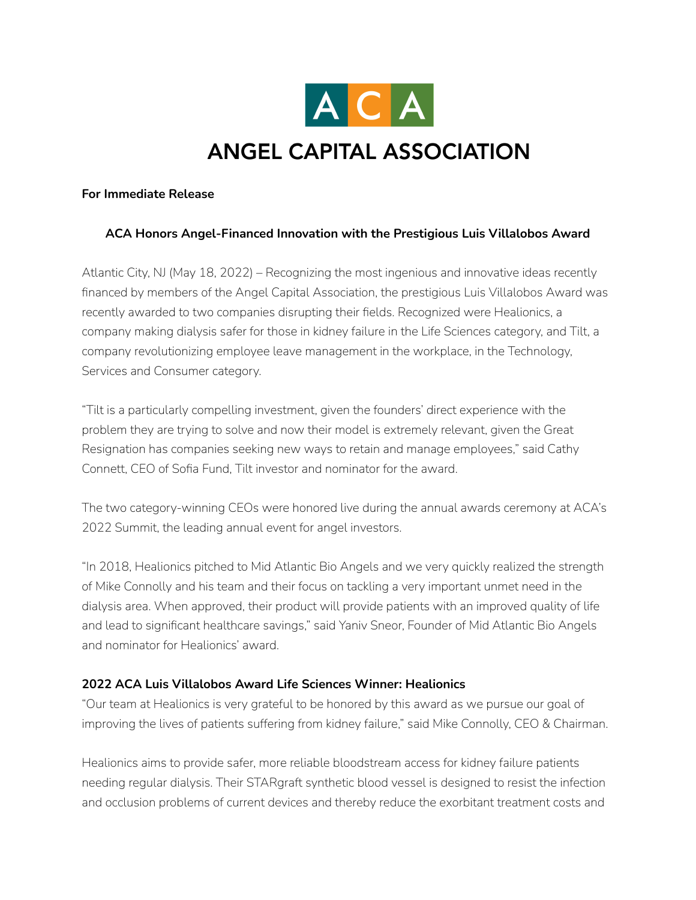# ANGEL CAPITAL ASSOCIATION

**For Immediate Release**

**ACA Honors Angel-Financed Innovation with the Prestigious Luis Villalobos Award**

Atlantic City, NJ (May 18, 2022) – Recognizing the most ingenious and innovative ideas recently financed by members of the Angel Capital Association, the prestigious Luis Villalobos Award was recently awarded to two companies disrupting their fields. Recognized were Healionics, a company making dialysis safer for those in kidney failure in the Life Sciences category, and Tilt, a company revolutionizing employee leave management in the workplace, in the Technology, Services and Consumer category.

"Tilt is a particularly compelling investment, given the founders' direct experience with the problem they are trying to solve and now their model is extremely relevant, given the Great Resignation has companies seeking new ways to retain and manage employees," said Cathy Connett, CEO of Sofia Fund, Tilt investor and nominator for the award.

The two category-winning CEOs were honored live during the annual awards ceremony at ACA's 2022 Summit, the leading annual event for angel investors.

"In 2018, Healionics pitched to Mid Atlantic Bio Angels and we very quickly realized the strength of Mike Connolly and his team and their focus on tackling a very important unmet need in the dialysis area. When approved, their product will provide patients with an improved quality of life and lead to significant healthcare savings," said Yaniv Sneor, Founder of Mid Atlantic Bio Angels and nominator for Healionics' award.

**2022 ACA Luis Villalobos Award Life Sciences Winner: Healionics**

"Our team at Healionics is very grateful to be honored by this award as we pursue our goal of improving the lives of patients suffering from kidney failure," said Mike Connolly, CEO & Chairman.

Healionics aims to provide safer, more reliable bloodstream access for kidney failure patients needing regular dialysis. Their STARgraft synthetic blood vessel is designed to resist the infection and occlusion problems of current devices and thereby reduce the exorbitant treatment costs and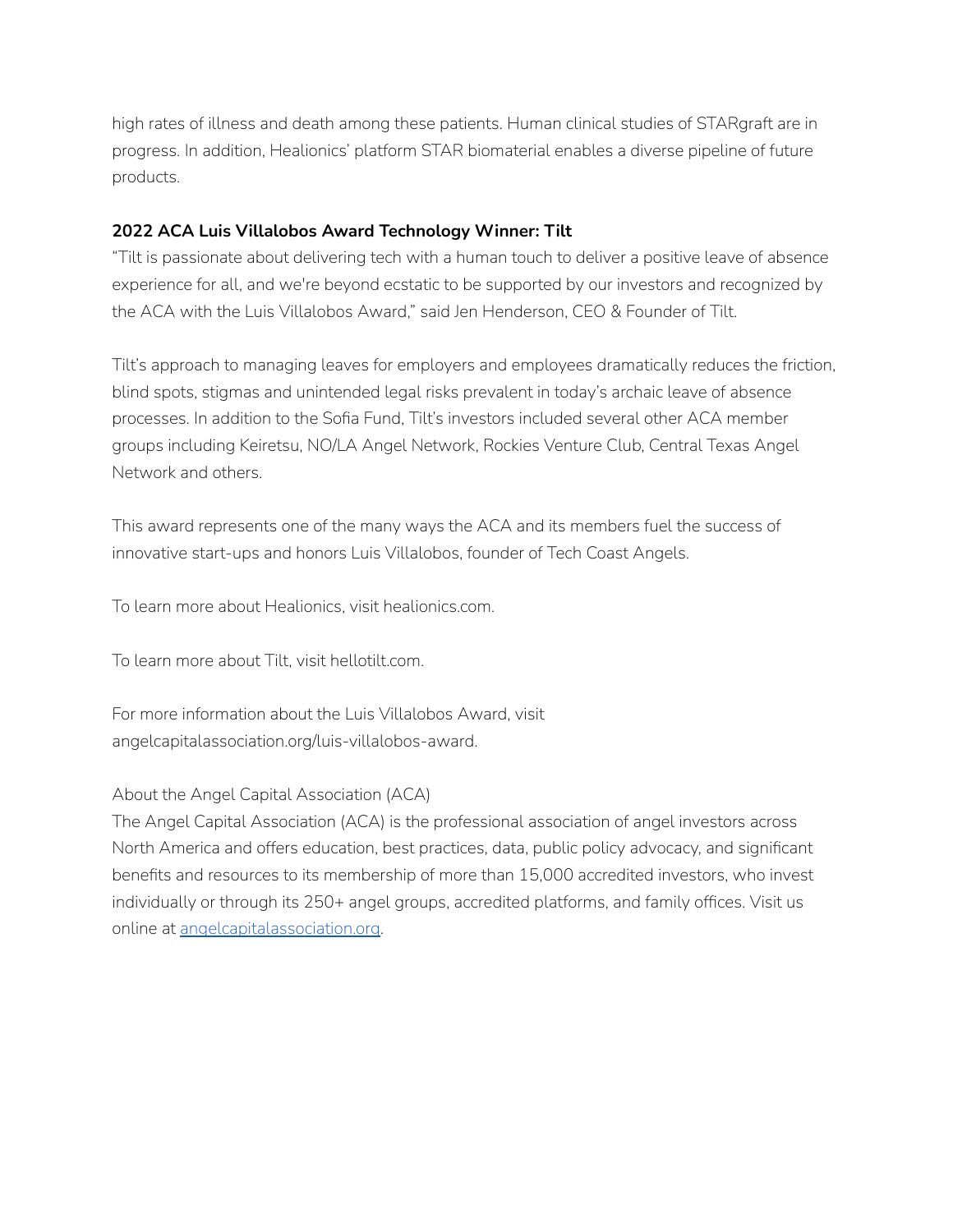high rates of illness and death among these patients. Human clinical studies of STARgraft are in progress. In addition, Healionics' platform STAR biomaterial enables a diverse pipeline of future products.

**2022 ACA Luis Villalobos Award Technology Winner: Tilt**

"Tilt is passionate about delivering tech with a human touch to deliver a positive leave of absence experience for all, and we're beyond ecstatic to be supported by our investors and recognized by the ACA with the Luis Villalobos Award," said Jen Henderson, CEO & Founder of Tilt.

Tilt's approach to managing leaves for employers and employees dramatically reduces the friction, blind spots, stigmas and unintended legal risks prevalent in today's archaic leave of absence processes. In addition to the Sofia Fund, Tilt's investors included several other ACA member groups including Keiretsu, NO/LA Angel Network, Rockies Venture Club, Central Texas Angel Network and others.

This award represents one of the many ways the ACA and its members fuel the success of innovative start-ups and honors Luis Villalobos, founder of Tech Coast Angels.

To learn more about Healionics, visit healionics.com.

To learn more about Tilt, visit hellotilt.com.

For more information about the Luis Villalobos Award, visit angelcapitalassociation.org/luis-villalobos-award.

About the Angel Capital Association (ACA)

The Angel Capital Association (ACA) is the professional association of angel investors across North America and offers education, best practices, data, public policy advocacy, and significant benefits and resources to its membership of more than 15,000 accredited investors, who invest individually or through its 250+ angel groups, accredited platforms, and family offices. Visit us online at [angelcapitalassociation.org](angelcapitalassociation.org).